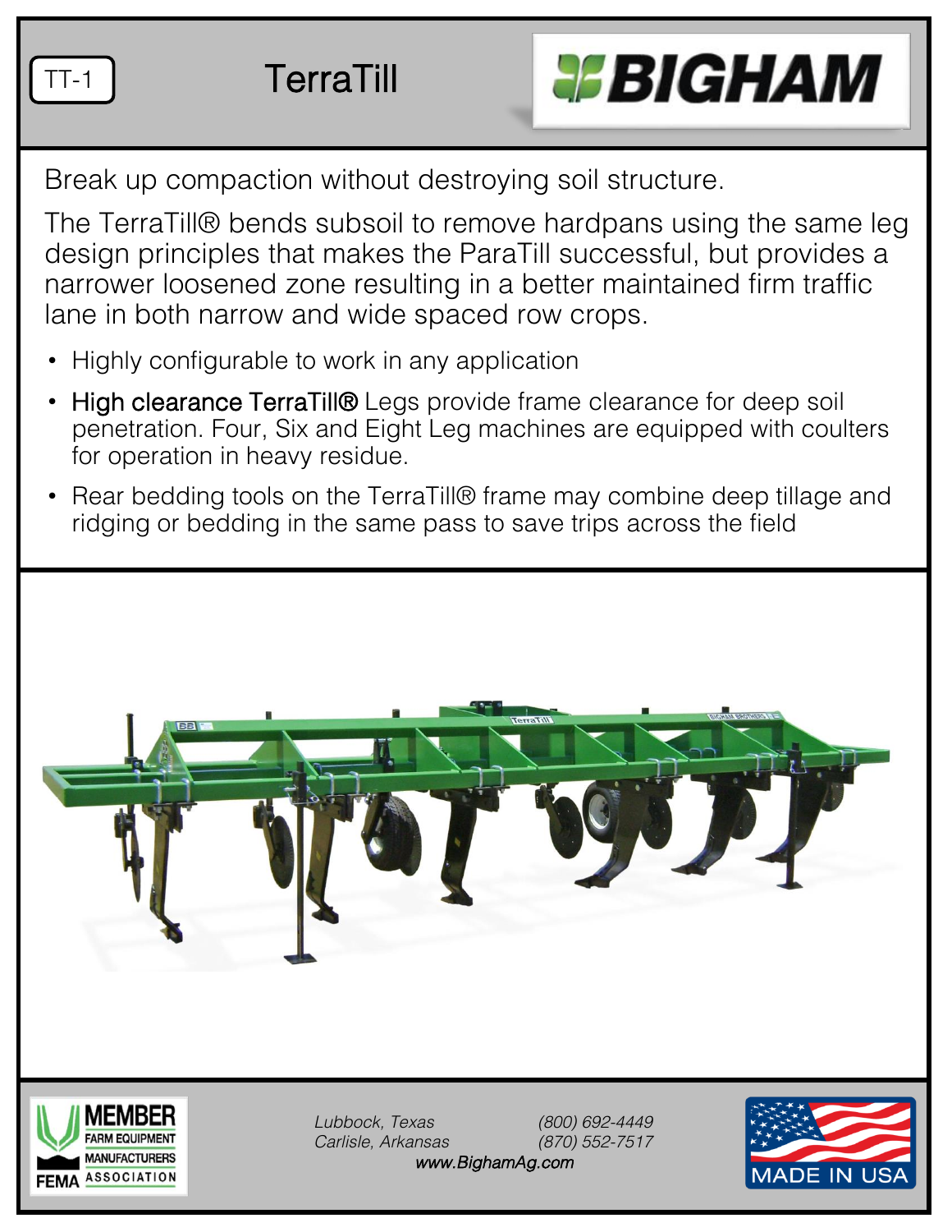TT-1

# TerraTill

BIGHAM

Break up compaction without destroying soil structure.

The TerraTill® bends subsoil to remove hardpans using the same leg design principles that makes the ParaTill successful, but provides a narrower loosened zone resulting in a better maintained firm traffic lane in both narrow and wide spaced row crops.

- Highly configurable to work in any application
- High clearance TerraTill® Legs provide frame clearance for deep soil penetration. Four, Six and Eight Leg machines are equipped with coulters for operation in heavy residue.
- Rear bedding tools on the TerraTill® frame may combine deep tillage and ridging or bedding in the same pass to save trips across the field

MEMBER FARM EQUIPMENT MANUFACTURERS ASSOCIATION FEMA

*Lubbock, Texas* *(800) 692-4449*
*Carlisle, Arkansas* *(870) 552-7517*
*www.BighamAg.com*

MADE IN USA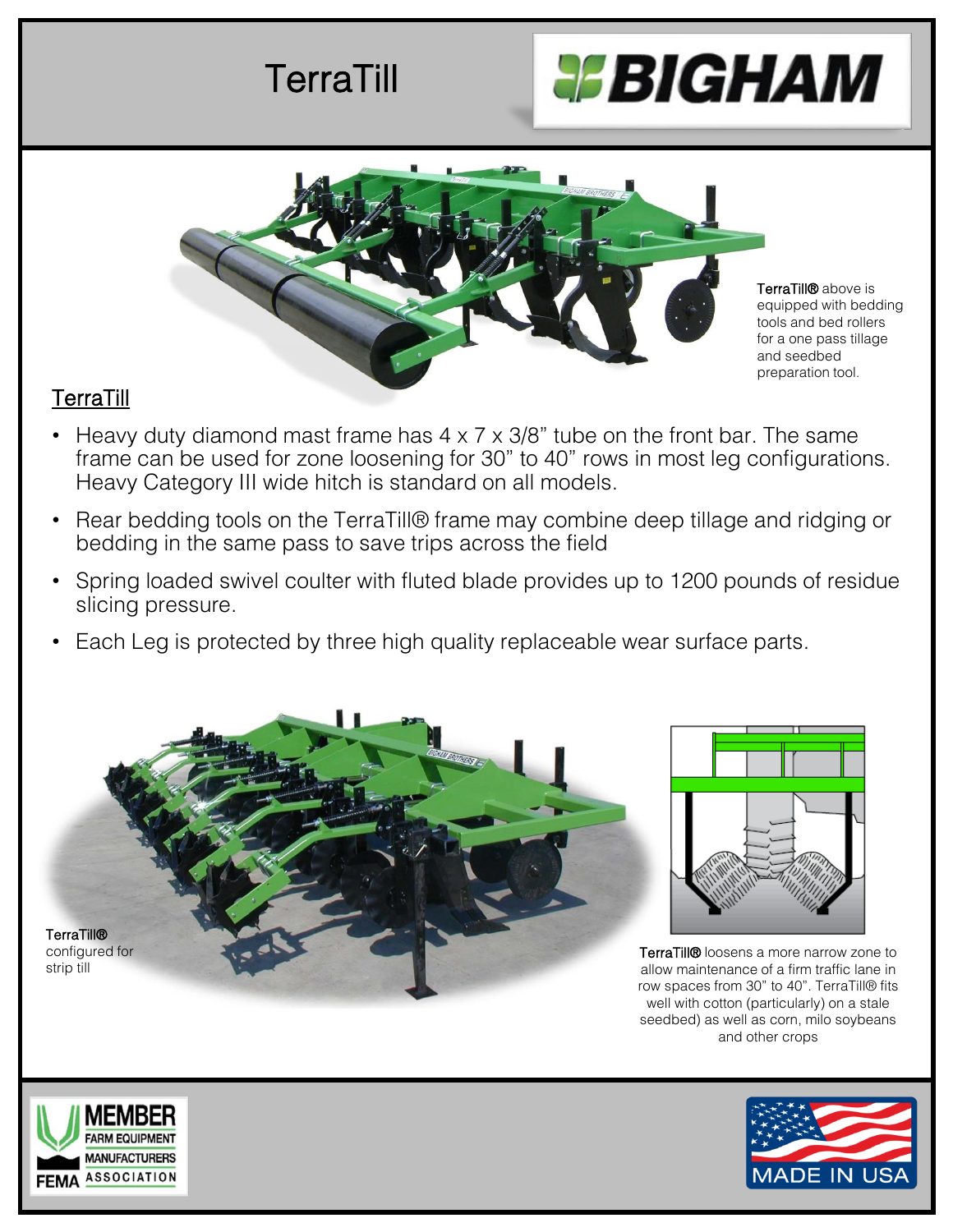# TerraTill

BIGHAM

TerraTill® above is equipped with bedding tools and bed rollers for a one pass tillage and seedbed preparation tool.

## TerraTill

- Heavy duty diamond mast frame has 4 x 7 x 3/8" tube on the front bar. The same frame can be used for zone loosening for 30" to 40" rows in most leg configurations. Heavy Category III wide hitch is standard on all models.
- Rear bedding tools on the TerraTill® frame may combine deep tillage and ridging or bedding in the same pass to save trips across the field
- Spring loaded swivel coulter with fluted blade provides up to 1200 pounds of residue slicing pressure.
- Each Leg is protected by three high quality replaceable wear surface parts.

TerraTill® configured for strip till

TerraTill® loosens a more narrow zone to allow maintenance of a firm traffic lane in row spaces from 30" to 40". TerraTill® fits well with cotton (particularly) on a stale seedbed) as well as corn, milo soybeans and other crops

MEMBER FARM EQUIPMENT MANUFACTURERS ASSOCIATION FEMA

MADE IN USA